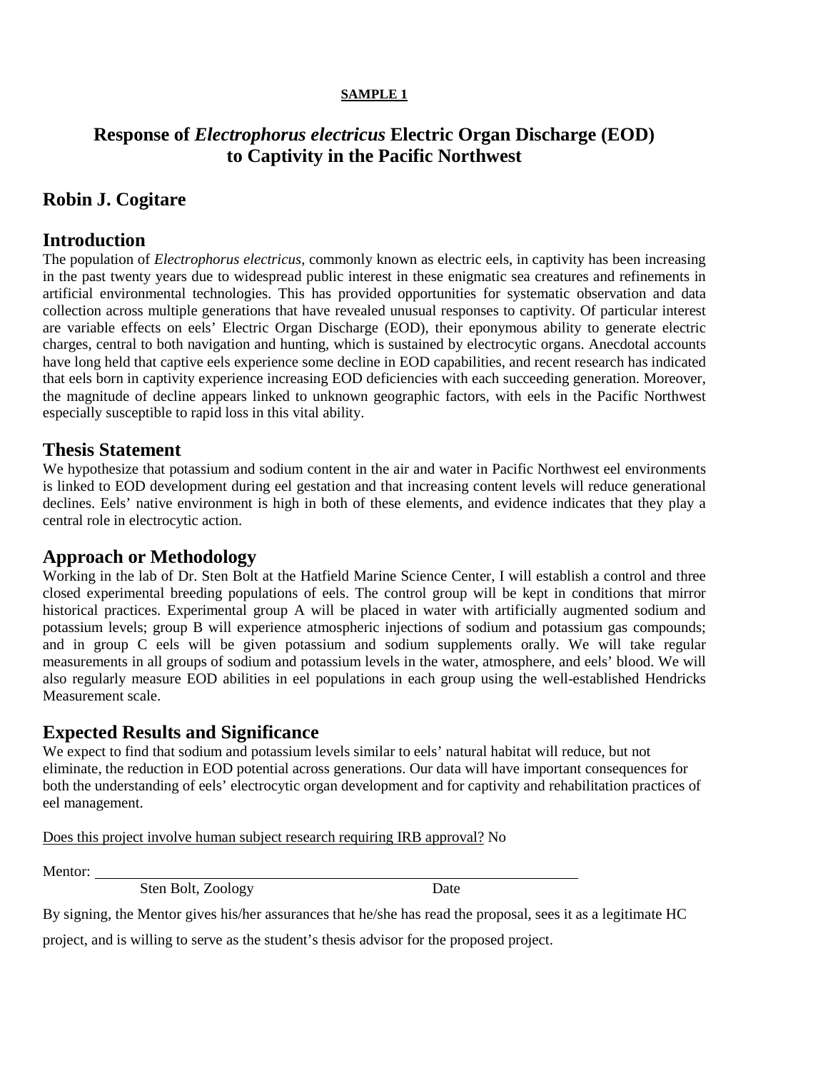**SAMPLE 1**

# Response of *Electrophorus electricus* Electric Organ Discharge (EOD) to Captivity in the Pacific Northwest

## Robin J. Cogitare

## Introduction

The population of *Electrophorus electricus*, commonly known as electric eels, in captivity has been increasing in the past twenty years due to widespread public interest in these enigmatic sea creatures and refinements in artificial environmental technologies. This has provided opportunities for systematic observation and data collection across multiple generations that have revealed unusual responses to captivity. Of particular interest are variable effects on eels' Electric Organ Discharge (EOD), their eponymous ability to generate electric charges, central to both navigation and hunting, which is sustained by electrocytic organs. Anecdotal accounts have long held that captive eels experience some decline in EOD capabilities, and recent research has indicated that eels born in captivity experience increasing EOD deficiencies with each succeeding generation. Moreover, the magnitude of decline appears linked to unknown geographic factors, with eels in the Pacific Northwest especially susceptible to rapid loss in this vital ability.

## Thesis Statement

We hypothesize that potassium and sodium content in the air and water in Pacific Northwest eel environments is linked to EOD development during eel gestation and that increasing content levels will reduce generational declines. Eels' native environment is high in both of these elements, and evidence indicates that they play a central role in electrocytic action.

## Approach or Methodology

Working in the lab of Dr. Sten Bolt at the Hatfield Marine Science Center, I will establish a control and three closed experimental breeding populations of eels. The control group will be kept in conditions that mirror historical practices. Experimental group A will be placed in water with artificially augmented sodium and potassium levels; group B will experience atmospheric injections of sodium and potassium gas compounds; and in group C eels will be given potassium and sodium supplements orally. We will take regular measurements in all groups of sodium and potassium levels in the water, atmosphere, and eels' blood. We will also regularly measure EOD abilities in eel populations in each group using the well-established Hendricks Measurement scale.

## Expected Results and Significance

We expect to find that sodium and potassium levels similar to eels' natural habitat will reduce, but not eliminate, the reduction in EOD potential across generations. Our data will have important consequences for both the understanding of eels' electrocytic organ development and for captivity and rehabilitation practices of eel management.

Does this project involve human subject research requiring IRB approval? No

Mentor: ______________________________________________

Sten Bolt, Zoology                                        Date

By signing, the Mentor gives his/her assurances that he/she has read the proposal, sees it as a legitimate HC project, and is willing to serve as the student's thesis advisor for the proposed project.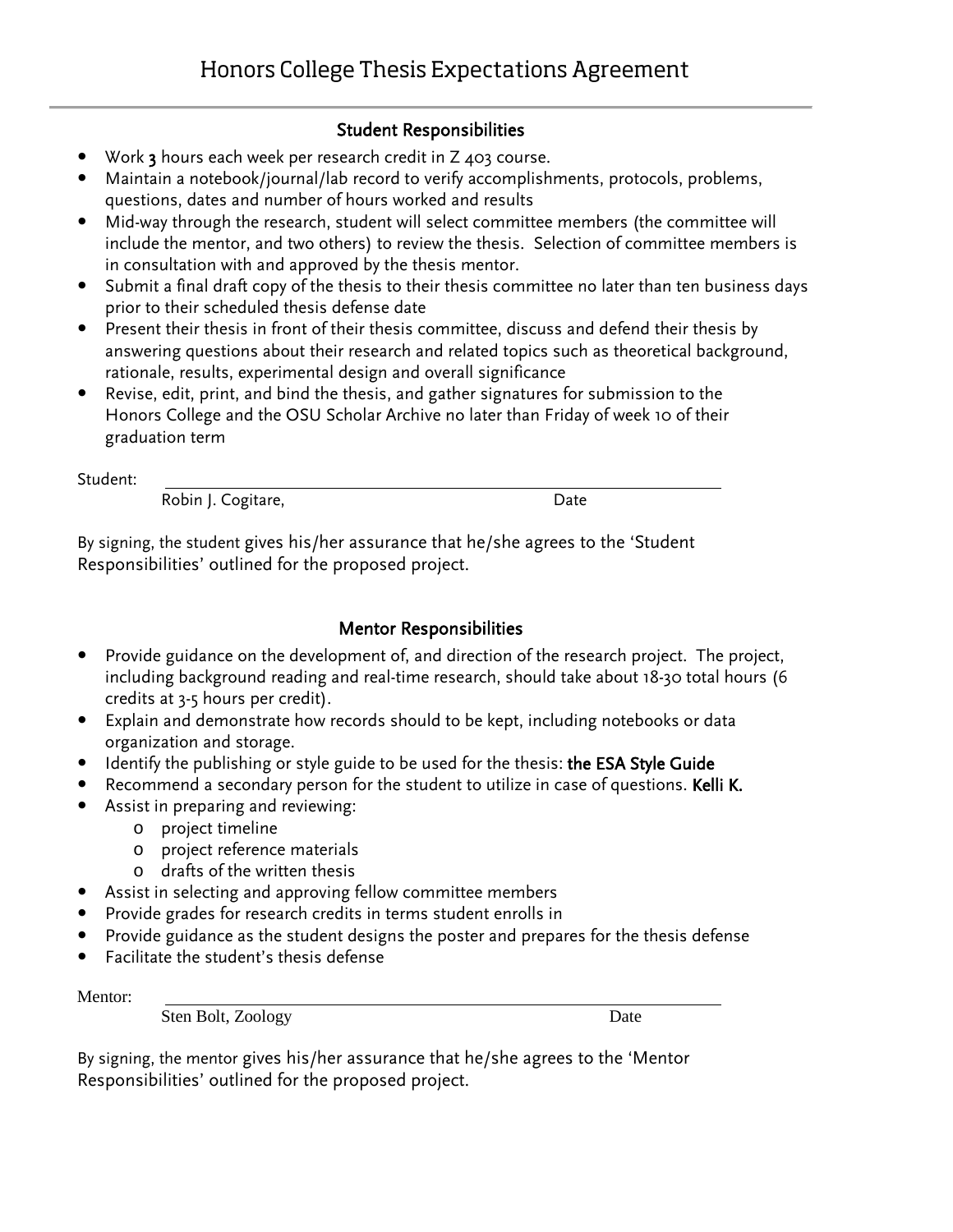# Honors College Thesis Expectations Agreement

## Student Responsibilities

- Work **3** hours each week per research credit in Z 403 course.
- Maintain a notebook/journal/lab record to verify accomplishments, protocols, problems, questions, dates and number of hours worked and results
- Mid-way through the research, student will select committee members (the committee will include the mentor, and two others) to review the thesis. Selection of committee members is in consultation with and approved by the thesis mentor.
- Submit a final draft copy of the thesis to their thesis committee no later than ten business days prior to their scheduled thesis defense date
- Present their thesis in front of their thesis committee, discuss and defend their thesis by answering questions about their research and related topics such as theoretical background, rationale, results, experimental design and overall significance
- Revise, edit, print, and bind the thesis, and gather signatures for submission to the Honors College and the OSU Scholar Archive no later than Friday of week 10 of their graduation term

Student: ______________________________________________

Robin J. Cogitare, Date

By signing, the student gives his/her assurance that he/she agrees to the 'Student Responsibilities' outlined for the proposed project.

## Mentor Responsibilities

- Provide guidance on the development of, and direction of the research project. The project, including background reading and real-time research, should take about 18-30 total hours (6 credits at 3-5 hours per credit).
- Explain and demonstrate how records should to be kept, including notebooks or data organization and storage.
- Identify the publishing or style guide to be used for the thesis: **the ESA Style Guide**
- Recommend a secondary person for the student to utilize in case of questions. **Kelli K.**
- Assist in preparing and reviewing:
  - project timeline
  - project reference materials
  - drafts of the written thesis
- Assist in selecting and approving fellow committee members
- Provide grades for research credits in terms student enrolls in
- Provide guidance as the student designs the poster and prepares for the thesis defense
- Facilitate the student's thesis defense

Mentor: ______________________________________________

Sten Bolt, Zoology Date

By signing, the mentor gives his/her assurance that he/she agrees to the 'Mentor Responsibilities' outlined for the proposed project.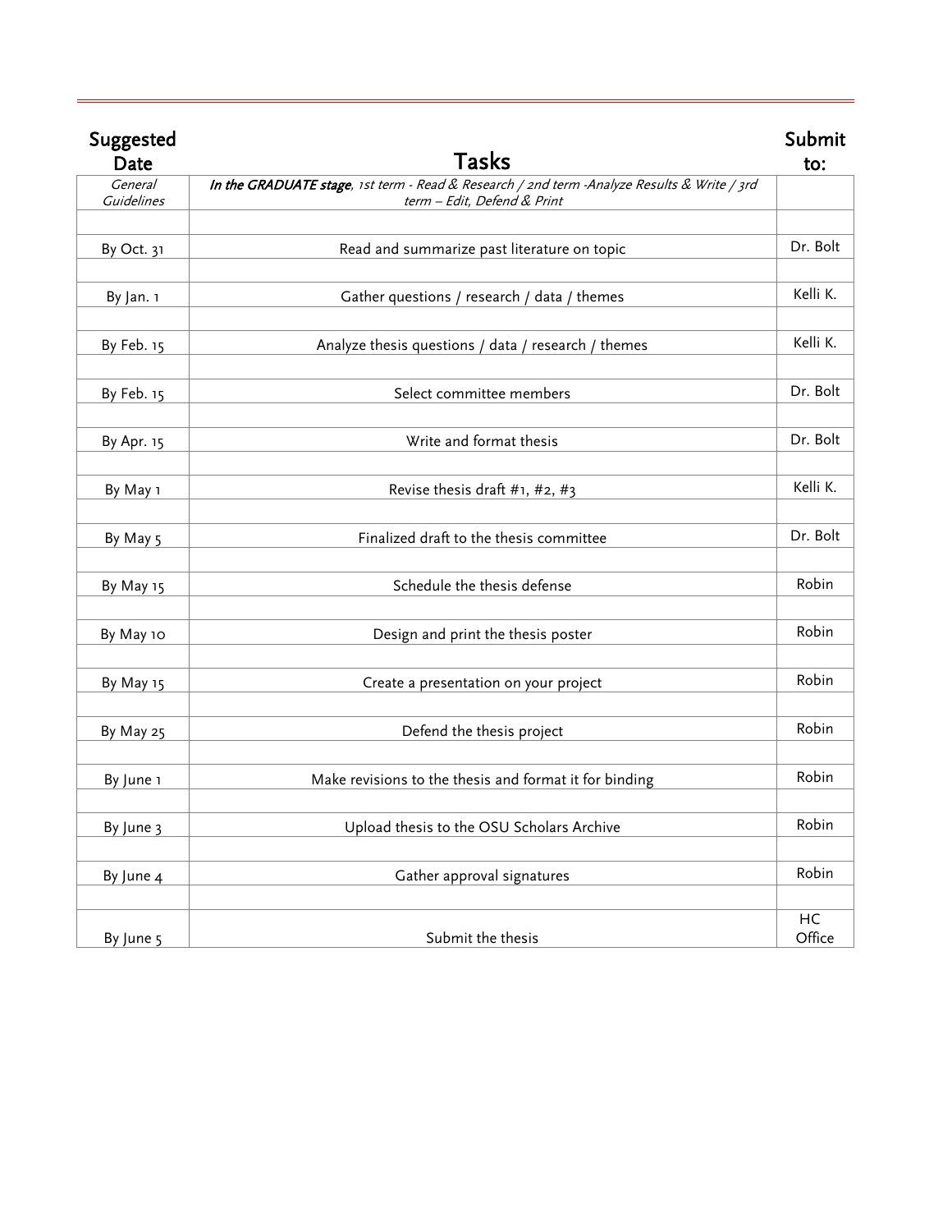| Suggested Date | Tasks | Submit to: |
|---|---|---|
| *General Guidelines* | ***In the GRADUATE stage**, 1st term - Read & Research / 2nd term -Analyze Results & Write / 3rd term – Edit, Defend & Print* | |
| | | |
| By Oct. 31 | Read and summarize past literature on topic | Dr. Bolt |
| | | |
| By Jan. 1 | Gather questions / research / data / themes | Kelli K. |
| | | |
| By Feb. 15 | Analyze thesis questions / data / research / themes | Kelli K. |
| | | |
| By Feb. 15 | Select committee members | Dr. Bolt |
| | | |
| By Apr. 15 | Write and format thesis | Dr. Bolt |
| | | |
| By May 1 | Revise thesis draft #1, #2, #3 | Kelli K. |
| | | |
| By May 5 | Finalized draft to the thesis committee | Dr. Bolt |
| | | |
| By May 15 | Schedule the thesis defense | Robin |
| | | |
| By May 10 | Design and print the thesis poster | Robin |
| | | |
| By May 15 | Create a presentation on your project | Robin |
| | | |
| By May 25 | Defend the thesis project | Robin |
| | | |
| By June 1 | Make revisions to the thesis and format it for binding | Robin |
| | | |
| By June 3 | Upload thesis to the OSU Scholars Archive | Robin |
| | | |
| By June 4 | Gather approval signatures | Robin |
| | | |
| By June 5 | Submit the thesis | HC Office |